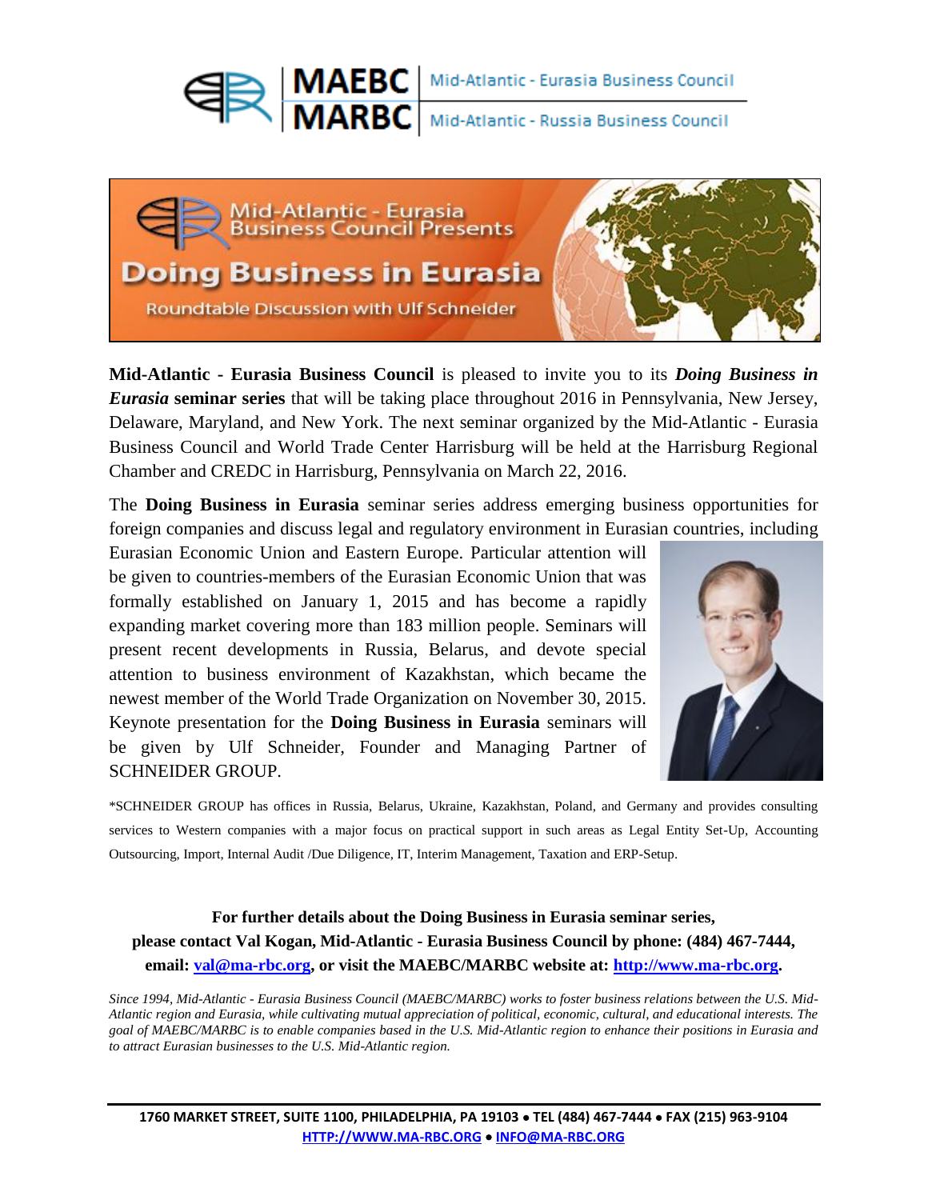**MAEBC** | Mid-Atlantic - Eurasia Business Council

**MARBC** | Mid-Atlantic - Russia Business Council

Mid-Atlantic - Eurasia Business Council Presents

# Doing Business in Eurasia

Roundtable Discussion with Ulf Schneider

**Mid-Atlantic - Eurasia Business Council** is pleased to invite you to its ***Doing Business in Eurasia*** **seminar series** that will be taking place throughout 2016 in Pennsylvania, New Jersey, Delaware, Maryland, and New York. The next seminar organized by the Mid-Atlantic - Eurasia Business Council and World Trade Center Harrisburg will be held at the Harrisburg Regional Chamber and CREDC in Harrisburg, Pennsylvania on March 22, 2016.

The **Doing Business in Eurasia** seminar series address emerging business opportunities for foreign companies and discuss legal and regulatory environment in Eurasian countries, including Eurasian Economic Union and Eastern Europe. Particular attention will be given to countries-members of the Eurasian Economic Union that was formally established on January 1, 2015 and has become a rapidly expanding market covering more than 183 million people. Seminars will present recent developments in Russia, Belarus, and devote special attention to business environment of Kazakhstan, which became the newest member of the World Trade Organization on November 30, 2015. Keynote presentation for the **Doing Business in Eurasia** seminars will be given by Ulf Schneider, Founder and Managing Partner of SCHNEIDER GROUP.

*SCHNEIDER GROUP has offices in Russia, Belarus, Ukraine, Kazakhstan, Poland, and Germany and provides consulting services to Western companies with a major focus on practical support in such areas as Legal Entity Set-Up, Accounting Outsourcing, Import, Internal Audit /Due Diligence, IT, Interim Management, Taxation and ERP-Setup.

**For further details about the Doing Business in Eurasia seminar series, please contact Val Kogan, Mid-Atlantic - Eurasia Business Council by phone: (484) 467-7444, email: val@ma-rbc.org, or visit the MAEBC/MARBC website at: http://www.ma-rbc.org.**

*Since 1994, Mid-Atlantic - Eurasia Business Council (MAEBC/MARBC) works to foster business relations between the U.S. Mid-Atlantic region and Eurasia, while cultivating mutual appreciation of political, economic, cultural, and educational interests. The goal of MAEBC/MARBC is to enable companies based in the U.S. Mid-Atlantic region to enhance their positions in Eurasia and to attract Eurasian businesses to the U.S. Mid-Atlantic region.*

**1760 MARKET STREET, SUITE 1100, PHILADELPHIA, PA 19103 • TEL (484) 467-7444 • FAX (215) 963-9104**
**HTTP://WWW.MA-RBC.ORG • INFO@MA-RBC.ORG**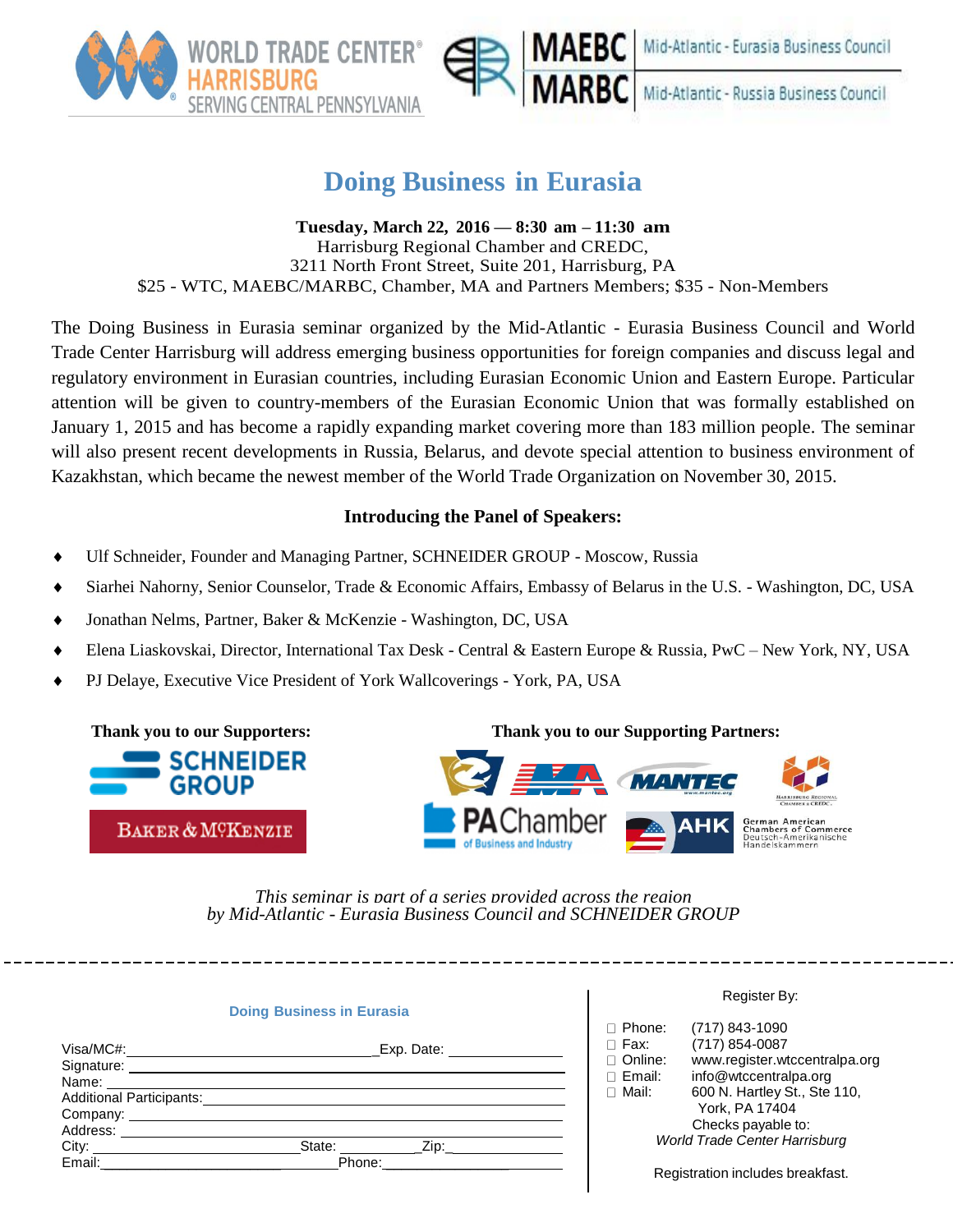# Doing Business in Eurasia

**Tuesday, March 22, 2016 — 8:30 am – 11:30 am**
Harrisburg Regional Chamber and CREDC,
3211 North Front Street, Suite 201, Harrisburg, PA
$25 - WTC, MAEBC/MARBC, Chamber, MA and Partners Members; $35 - Non-Members

The Doing Business in Eurasia seminar organized by the Mid-Atlantic - Eurasia Business Council and World Trade Center Harrisburg will address emerging business opportunities for foreign companies and discuss legal and regulatory environment in Eurasian countries, including Eurasian Economic Union and Eastern Europe. Particular attention will be given to country-members of the Eurasian Economic Union that was formally established on January 1, 2015 and has become a rapidly expanding market covering more than 183 million people. The seminar will also present recent developments in Russia, Belarus, and devote special attention to business environment of Kazakhstan, which became the newest member of the World Trade Organization on November 30, 2015.

**Introducing the Panel of Speakers:**

- Ulf Schneider, Founder and Managing Partner, SCHNEIDER GROUP - Moscow, Russia
- Siarhei Nahorny, Senior Counselor, Trade & Economic Affairs, Embassy of Belarus in the U.S. - Washington, DC, USA
- Jonathan Nelms, Partner, Baker & McKenzie - Washington, DC, USA
- Elena Liaskovskai, Director, International Tax Desk - Central & Eastern Europe & Russia, PwC – New York, NY, USA
- PJ Delaye, Executive Vice President of York Wallcoverings - York, PA, USA

**Thank you to our Supporters:**

SCHNEIDER GROUP

BAKER & MCKENZIE

**Thank you to our Supporting Partners:**

MANTEC

Harrisburg Regional Chamber & CREDC

PA Chamber of Business and Industry

AHK German American Chambers of Commerce Deutsch-Amerikanische Handelskammern

*This seminar is part of a series provided across the region by Mid-Atlantic - Eurasia Business Council and SCHNEIDER GROUP*

---

**Doing Business in Eurasia**

Visa/MC#: ______________________ Exp. Date: __________
Signature: ______________________
Name: ______________________
Additional Participants: ______________________
Company: ______________________
Address: ______________________
City: ______________ State: ________ Zip: ________
Email: ______________ Phone: ______________

Register By:

- ☐ Phone: (717) 843-1090
- ☐ Fax: (717) 854-0087
- ☐ Online: www.register.wtccentralpa.org
- ☐ Email: info@wtccentralpa.org
- ☐ Mail: 600 N. Hartley St., Ste 110, York, PA 17404

Checks payable to:
*World Trade Center Harrisburg*

Registration includes breakfast.